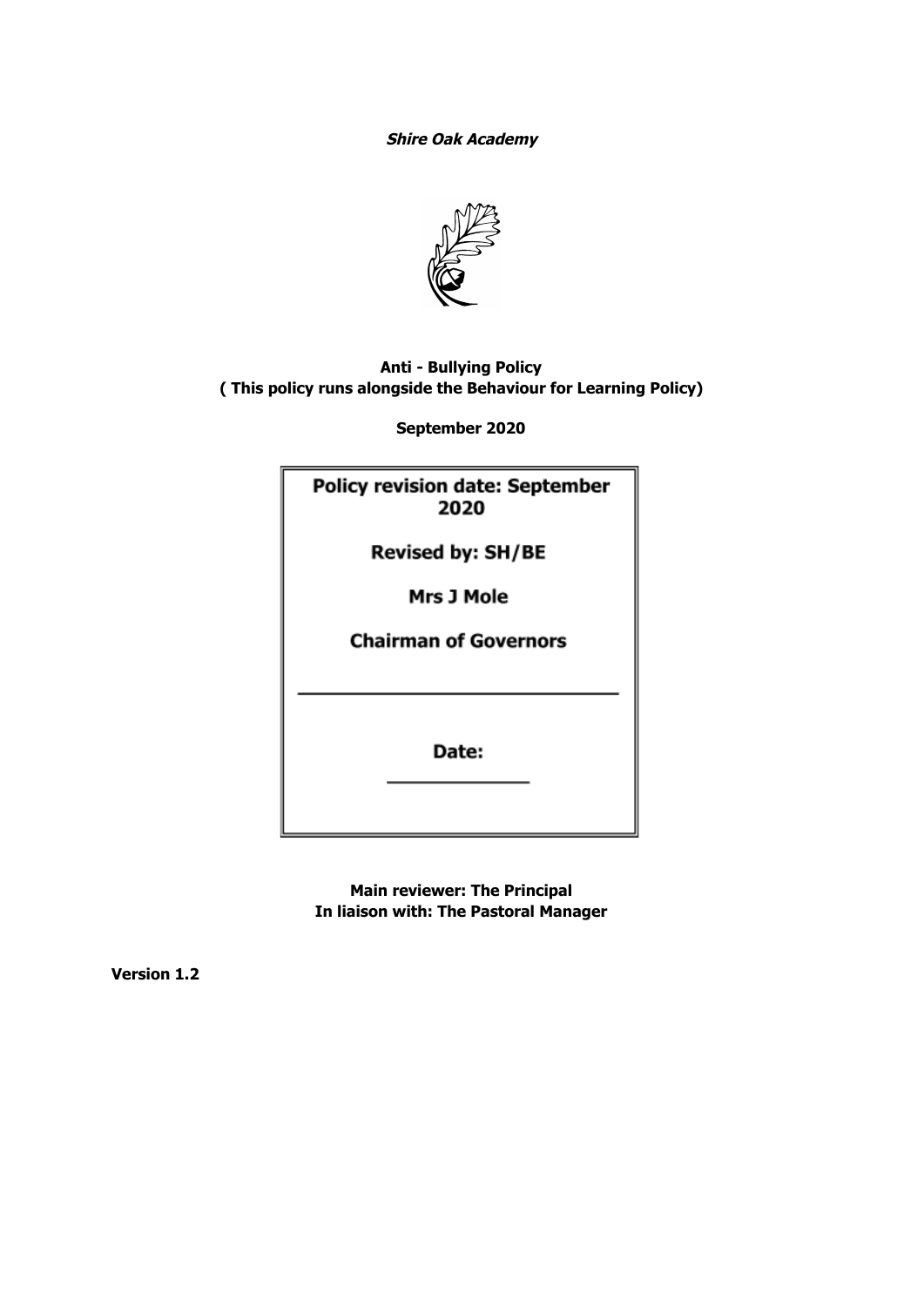***Shire Oak Academy***

**Anti - Bullying Policy**
**( This policy runs alongside the Behaviour for Learning Policy)**

**September 2020**

**Policy revision date: September 2020**

**Revised by: SH/BE**

**Mrs J Mole**

**Chairman of Governors**

\_\_\_\_\_\_\_\_\_\_\_\_\_\_\_\_\_\_\_\_\_\_\_\_\_\_\_\_\_\_

**Date:**
\_\_\_\_\_\_\_\_\_\_\_\_

**Main reviewer: The Principal**
**In liaison with: The Pastoral Manager**

**Version 1.2**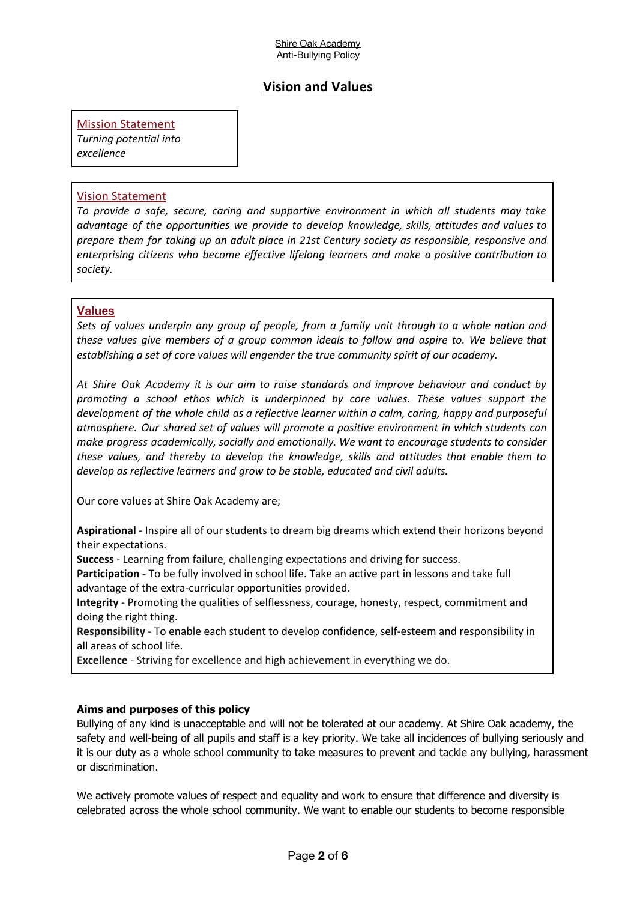## Vision and Values

**Mission Statement**

*Turning potential into excellence*

**Vision Statement**

*To provide a safe, secure, caring and supportive environment in which all students may take advantage of the opportunities we provide to develop knowledge, skills, attitudes and values to prepare them for taking up an adult place in 21st Century society as responsible, responsive and enterprising citizens who become effective lifelong learners and make a positive contribution to society.*

**Values**

*Sets of values underpin any group of people, from a family unit through to a whole nation and these values give members of a group common ideals to follow and aspire to. We believe that establishing a set of core values will engender the true community spirit of our academy.*

*At Shire Oak Academy it is our aim to raise standards and improve behaviour and conduct by promoting a school ethos which is underpinned by core values. These values support the development of the whole child as a reflective learner within a calm, caring, happy and purposeful atmosphere. Our shared set of values will promote a positive environment in which students can make progress academically, socially and emotionally. We want to encourage students to consider these values, and thereby to develop the knowledge, skills and attitudes that enable them to develop as reflective learners and grow to be stable, educated and civil adults.*

Our core values at Shire Oak Academy are;

**Aspirational** - Inspire all of our students to dream big dreams which extend their horizons beyond their expectations.
**Success** - Learning from failure, challenging expectations and driving for success.
**Participation** - To be fully involved in school life. Take an active part in lessons and take full advantage of the extra-curricular opportunities provided.
**Integrity** - Promoting the qualities of selflessness, courage, honesty, respect, commitment and doing the right thing.
**Responsibility** - To enable each student to develop confidence, self-esteem and responsibility in all areas of school life.
**Excellence** - Striving for excellence and high achievement in everything we do.

**Aims and purposes of this policy**

Bullying of any kind is unacceptable and will not be tolerated at our academy. At Shire Oak academy, the safety and well-being of all pupils and staff is a key priority. We take all incidences of bullying seriously and it is our duty as a whole school community to take measures to prevent and tackle any bullying, harassment or discrimination.

We actively promote values of respect and equality and work to ensure that difference and diversity is celebrated across the whole school community. We want to enable our students to become responsible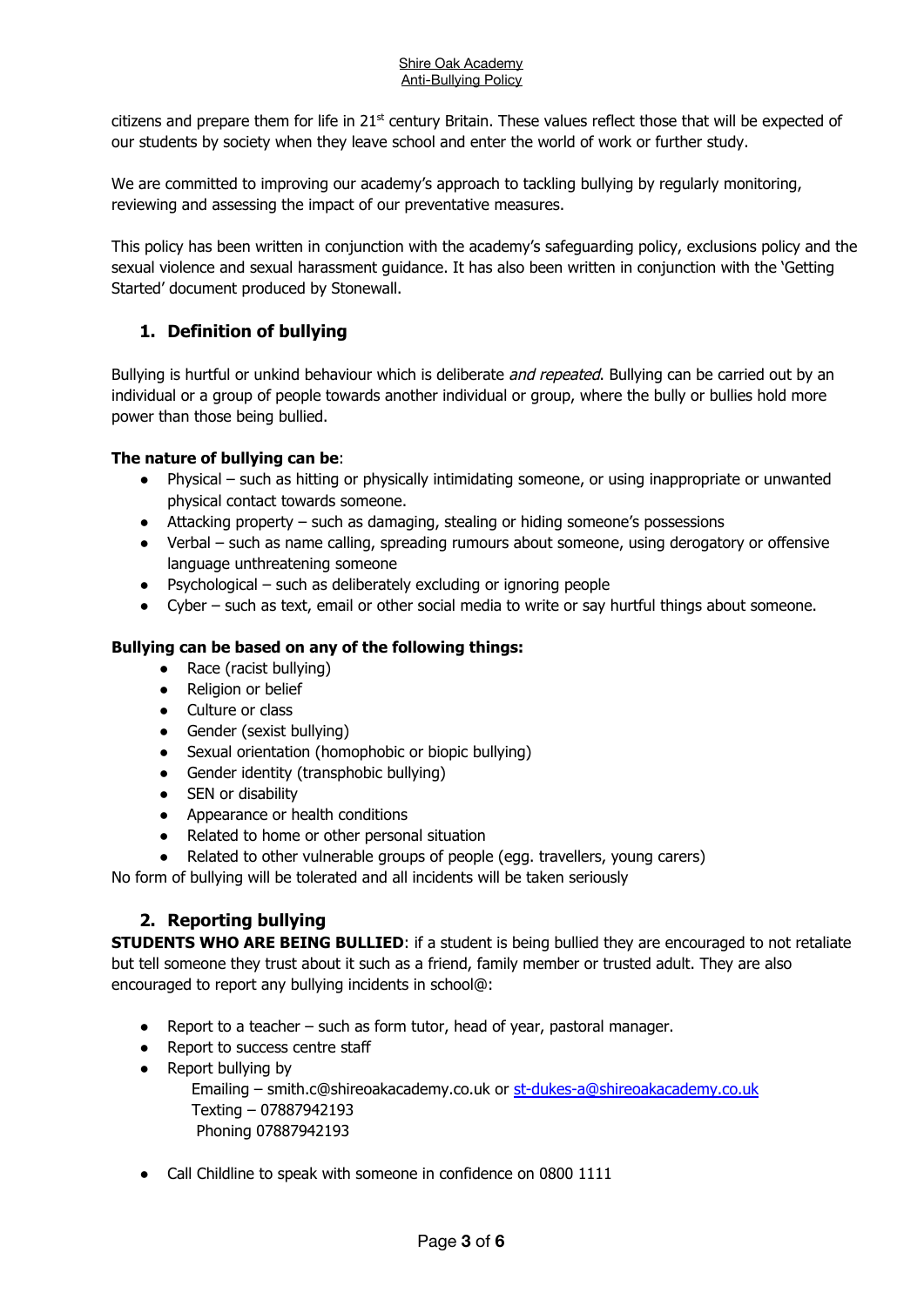citizens and prepare them for life in 21st century Britain. These values reflect those that will be expected of our students by society when they leave school and enter the world of work or further study.

We are committed to improving our academy's approach to tackling bullying by regularly monitoring, reviewing and assessing the impact of our preventative measures.

This policy has been written in conjunction with the academy's safeguarding policy, exclusions policy and the sexual violence and sexual harassment guidance. It has also been written in conjunction with the 'Getting Started' document produced by Stonewall.

## 1. Definition of bullying

Bullying is hurtful or unkind behaviour which is deliberate *and repeated*. Bullying can be carried out by an individual or a group of people towards another individual or group, where the bully or bullies hold more power than those being bullied.

**The nature of bullying can be**:

- Physical – such as hitting or physically intimidating someone, or using inappropriate or unwanted physical contact towards someone.
- Attacking property – such as damaging, stealing or hiding someone's possessions
- Verbal – such as name calling, spreading rumours about someone, using derogatory or offensive language unthreatening someone
- Psychological – such as deliberately excluding or ignoring people
- Cyber – such as text, email or other social media to write or say hurtful things about someone.

**Bullying can be based on any of the following things:**

- Race (racist bullying)
- Religion or belief
- Culture or class
- Gender (sexist bullying)
- Sexual orientation (homophobic or biopic bullying)
- Gender identity (transphobic bullying)
- SEN or disability
- Appearance or health conditions
- Related to home or other personal situation
- Related to other vulnerable groups of people (egg. travellers, young carers)

No form of bullying will be tolerated and all incidents will be taken seriously

## 2. Reporting bullying

**STUDENTS WHO ARE BEING BULLIED**: if a student is being bullied they are encouraged to not retaliate but tell someone they trust about it such as a friend, family member or trusted adult. They are also encouraged to report any bullying incidents in school@:

- Report to a teacher – such as form tutor, head of year, pastoral manager.
- Report to success centre staff
- Report bullying by
  Emailing – smith.c@shireoakacademy.co.uk or st-dukes-a@shireoakacademy.co.uk
  Texting – 07887942193
  Phoning 07887942193
- Call Childline to speak with someone in confidence on 0800 1111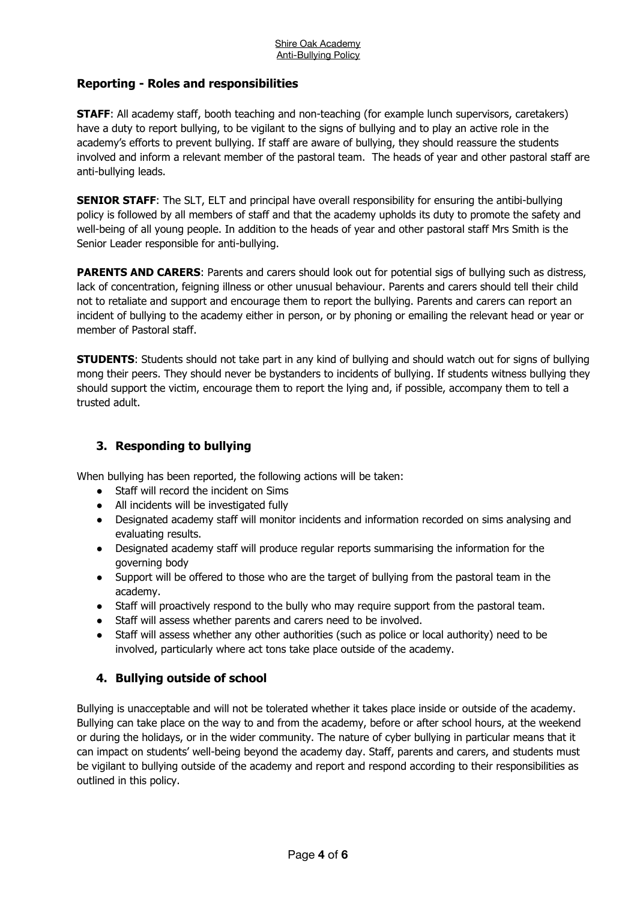## Reporting - Roles and responsibilities

**STAFF**: All academy staff, booth teaching and non-teaching (for example lunch supervisors, caretakers) have a duty to report bullying, to be vigilant to the signs of bullying and to play an active role in the academy's efforts to prevent bullying. If staff are aware of bullying, they should reassure the students involved and inform a relevant member of the pastoral team. The heads of year and other pastoral staff are anti-bullying leads.

**SENIOR STAFF**: The SLT, ELT and principal have overall responsibility for ensuring the antibi-bullying policy is followed by all members of staff and that the academy upholds its duty to promote the safety and well-being of all young people. In addition to the heads of year and other pastoral staff Mrs Smith is the Senior Leader responsible for anti-bullying.

**PARENTS AND CARERS**: Parents and carers should look out for potential sigs of bullying such as distress, lack of concentration, feigning illness or other unusual behaviour. Parents and carers should tell their child not to retaliate and support and encourage them to report the bullying. Parents and carers can report an incident of bullying to the academy either in person, or by phoning or emailing the relevant head or year or member of Pastoral staff.

**STUDENTS**: Students should not take part in any kind of bullying and should watch out for signs of bullying mong their peers. They should never be bystanders to incidents of bullying. If students witness bullying they should support the victim, encourage them to report the lying and, if possible, accompany them to tell a trusted adult.

## 3. Responding to bullying

When bullying has been reported, the following actions will be taken:

- Staff will record the incident on Sims
- All incidents will be investigated fully
- Designated academy staff will monitor incidents and information recorded on sims analysing and evaluating results.
- Designated academy staff will produce regular reports summarising the information for the governing body
- Support will be offered to those who are the target of bullying from the pastoral team in the academy.
- Staff will proactively respond to the bully who may require support from the pastoral team.
- Staff will assess whether parents and carers need to be involved.
- Staff will assess whether any other authorities (such as police or local authority) need to be involved, particularly where act tons take place outside of the academy.

## 4. Bullying outside of school

Bullying is unacceptable and will not be tolerated whether it takes place inside or outside of the academy. Bullying can take place on the way to and from the academy, before or after school hours, at the weekend or during the holidays, or in the wider community. The nature of cyber bullying in particular means that it can impact on students' well-being beyond the academy day. Staff, parents and carers, and students must be vigilant to bullying outside of the academy and report and respond according to their responsibilities as outlined in this policy.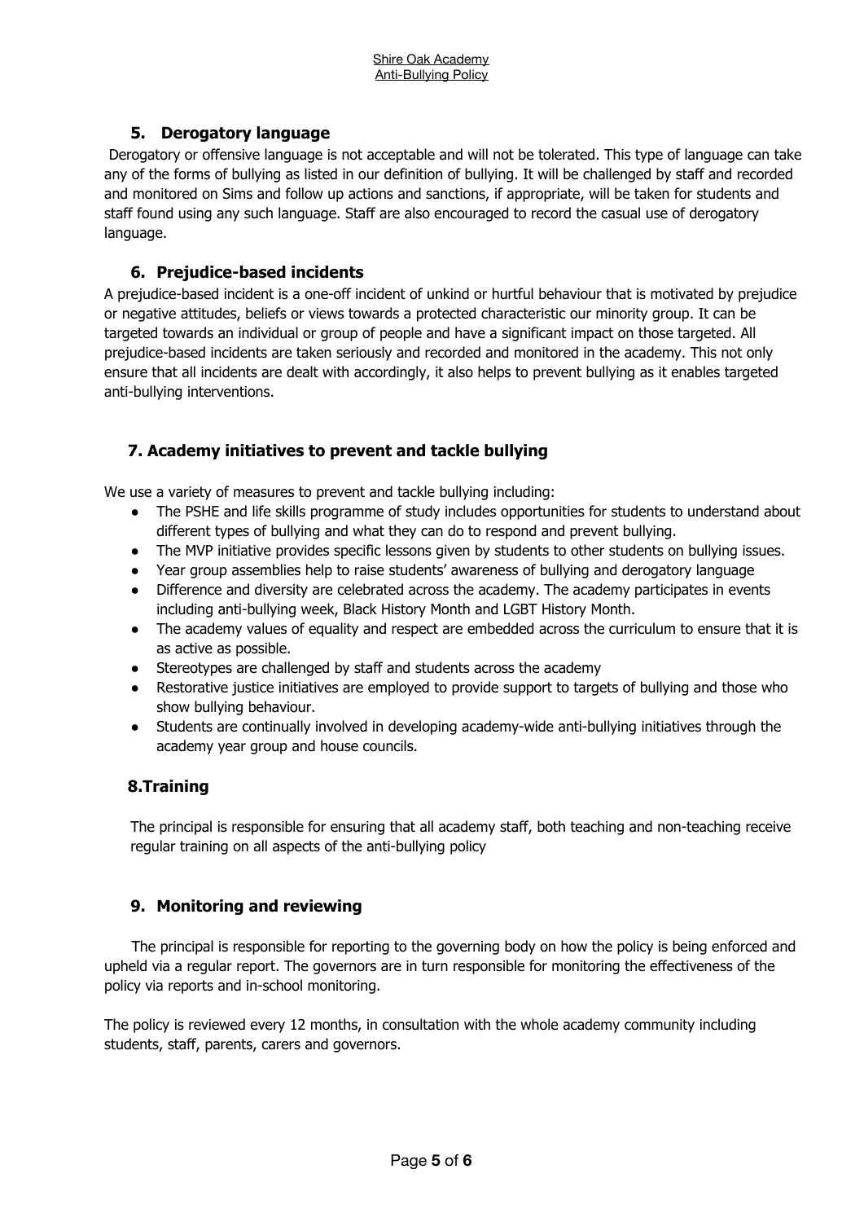## 5. Derogatory language

Derogatory or offensive language is not acceptable and will not be tolerated. This type of language can take any of the forms of bullying as listed in our definition of bullying. It will be challenged by staff and recorded and monitored on Sims and follow up actions and sanctions, if appropriate, will be taken for students and staff found using any such language. Staff are also encouraged to record the casual use of derogatory language.

## 6. Prejudice-based incidents

A prejudice-based incident is a one-off incident of unkind or hurtful behaviour that is motivated by prejudice or negative attitudes, beliefs or views towards a protected characteristic our minority group. It can be targeted towards an individual or group of people and have a significant impact on those targeted. All prejudice-based incidents are taken seriously and recorded and monitored in the academy. This not only ensure that all incidents are dealt with accordingly, it also helps to prevent bullying as it enables targeted anti-bullying interventions.

## 7. Academy initiatives to prevent and tackle bullying

We use a variety of measures to prevent and tackle bullying including:

- The PSHE and life skills programme of study includes opportunities for students to understand about different types of bullying and what they can do to respond and prevent bullying.
- The MVP initiative provides specific lessons given by students to other students on bullying issues.
- Year group assemblies help to raise students' awareness of bullying and derogatory language
- Difference and diversity are celebrated across the academy. The academy participates in events including anti-bullying week, Black History Month and LGBT History Month.
- The academy values of equality and respect are embedded across the curriculum to ensure that it is as active as possible.
- Stereotypes are challenged by staff and students across the academy
- Restorative justice initiatives are employed to provide support to targets of bullying and those who show bullying behaviour.
- Students are continually involved in developing academy-wide anti-bullying initiatives through the academy year group and house councils.

## 8.Training

The principal is responsible for ensuring that all academy staff, both teaching and non-teaching receive regular training on all aspects of the anti-bullying policy

## 9. Monitoring and reviewing

The principal is responsible for reporting to the governing body on how the policy is being enforced and upheld via a regular report. The governors are in turn responsible for monitoring the effectiveness of the policy via reports and in-school monitoring.

The policy is reviewed every 12 months, in consultation with the whole academy community including students, staff, parents, carers and governors.